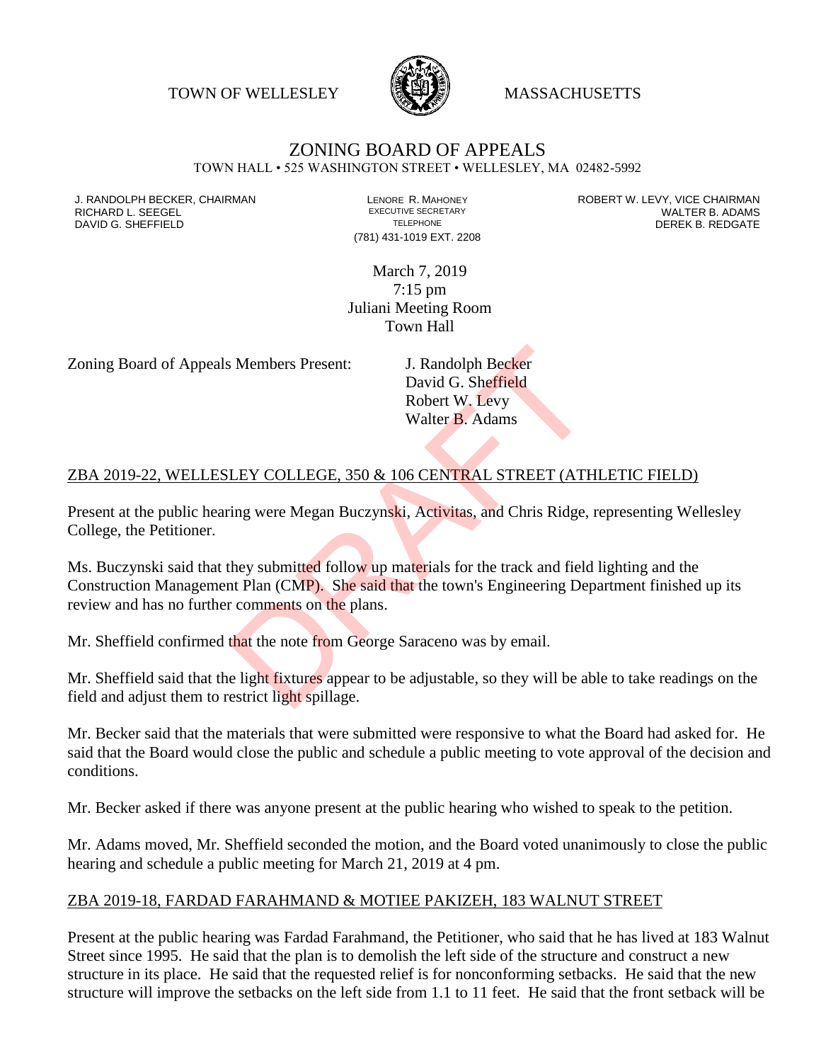TOWN OF WELLESLEY MASSACHUSETTS

# ZONING BOARD OF APPEALS

TOWN HALL • 525 WASHINGTON STREET • WELLESLEY, MA 02482-5992

| | | |
|---|---|---|
| J. RANDOLPH BECKER, CHAIRMAN | LENORE R. MAHONEY | ROBERT W. LEVY, VICE CHAIRMAN |
| RICHARD L. SEEGEL | EXECUTIVE SECRETARY | WALTER B. ADAMS |
| DAVID G. SHEFFIELD | TELEPHONE | DEREK B. REDGATE |
| | (781) 431-1019 EXT. 2208 | |

March 7, 2019
7:15 pm
Juliani Meeting Room
Town Hall

Zoning Board of Appeals Members Present: J. Randolph Becker
David G. Sheffield
Robert W. Levy
Walter B. Adams

## ZBA 2019-22, WELLESLEY COLLEGE, 350 & 106 CENTRAL STREET (ATHLETIC FIELD)

Present at the public hearing were Megan Buczynski, Activitas, and Chris Ridge, representing Wellesley College, the Petitioner.

Ms. Buczynski said that they submitted follow up materials for the track and field lighting and the Construction Management Plan (CMP). She said that the town's Engineering Department finished up its review and has no further comments on the plans.

Mr. Sheffield confirmed that the note from George Saraceno was by email.

Mr. Sheffield said that the light fixtures appear to be adjustable, so they will be able to take readings on the field and adjust them to restrict light spillage.

Mr. Becker said that the materials that were submitted were responsive to what the Board had asked for. He said that the Board would close the public and schedule a public meeting to vote approval of the decision and conditions.

Mr. Becker asked if there was anyone present at the public hearing who wished to speak to the petition.

Mr. Adams moved, Mr. Sheffield seconded the motion, and the Board voted unanimously to close the public hearing and schedule a public meeting for March 21, 2019 at 4 pm.

## ZBA 2019-18, FARDAD FARAHMAND & MOTIEE PAKIZEH, 183 WALNUT STREET

Present at the public hearing was Fardad Farahmand, the Petitioner, who said that he has lived at 183 Walnut Street since 1995. He said that the plan is to demolish the left side of the structure and construct a new structure in its place. He said that the requested relief is for nonconforming setbacks. He said that the new structure will improve the setbacks on the left side from 1.1 to 11 feet. He said that the front setback will be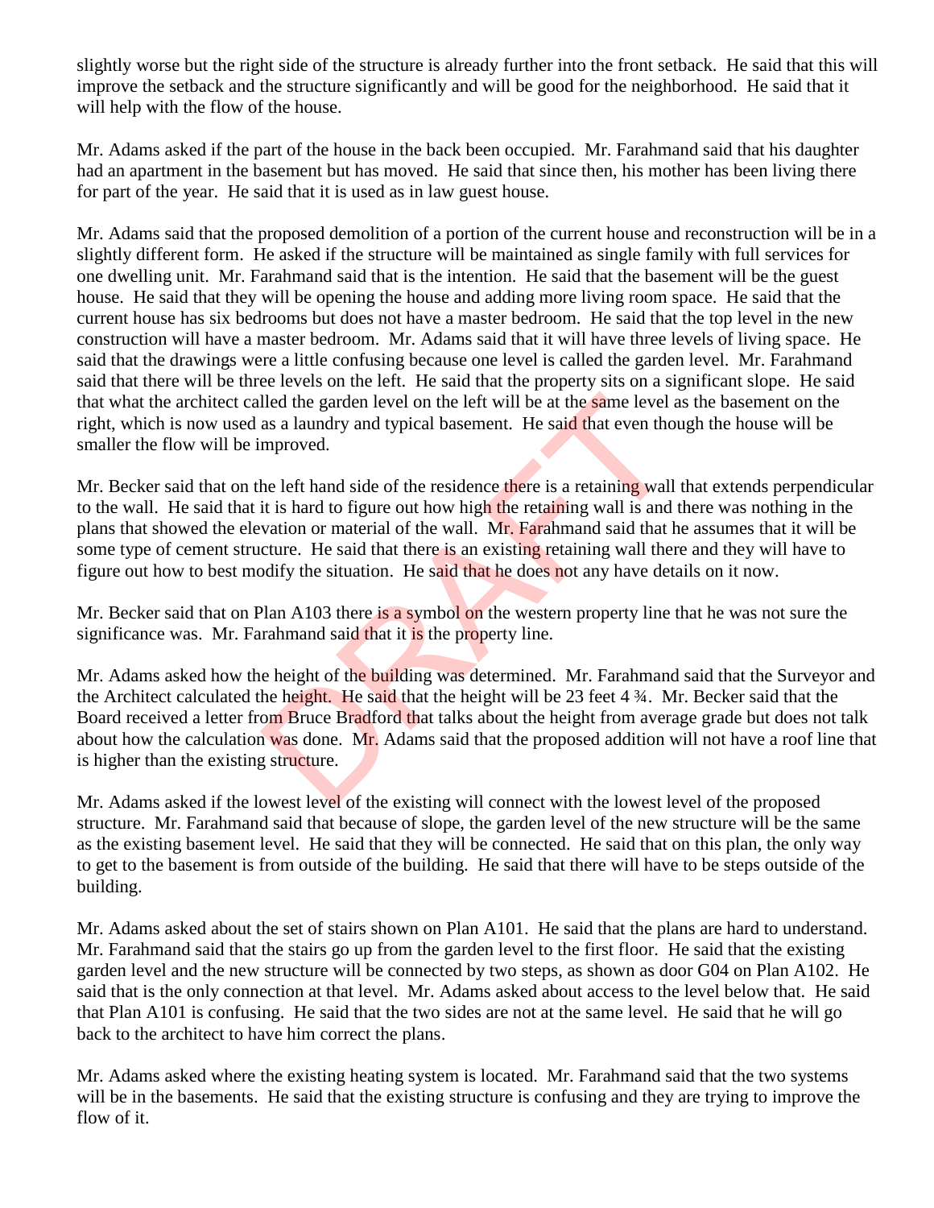slightly worse but the right side of the structure is already further into the front setback. He said that this will improve the setback and the structure significantly and will be good for the neighborhood. He said that it will help with the flow of the house.

Mr. Adams asked if the part of the house in the back been occupied. Mr. Farahmand said that his daughter had an apartment in the basement but has moved. He said that since then, his mother has been living there for part of the year. He said that it is used as in law guest house.

Mr. Adams said that the proposed demolition of a portion of the current house and reconstruction will be in a slightly different form. He asked if the structure will be maintained as single family with full services for one dwelling unit. Mr. Farahmand said that is the intention. He said that the basement will be the guest house. He said that they will be opening the house and adding more living room space. He said that the current house has six bedrooms but does not have a master bedroom. He said that the top level in the new construction will have a master bedroom. Mr. Adams said that it will have three levels of living space. He said that the drawings were a little confusing because one level is called the garden level. Mr. Farahmand said that there will be three levels on the left. He said that the property sits on a significant slope. He said that what the architect called the garden level on the left will be at the same level as the basement on the right, which is now used as a laundry and typical basement. He said that even though the house will be smaller the flow will be improved.

Mr. Becker said that on the left hand side of the residence there is a retaining wall that extends perpendicular to the wall. He said that it is hard to figure out how high the retaining wall is and there was nothing in the plans that showed the elevation or material of the wall. Mr. Farahmand said that he assumes that it will be some type of cement structure. He said that there is an existing retaining wall there and they will have to figure out how to best modify the situation. He said that he does not any have details on it now.

Mr. Becker said that on Plan A103 there is a symbol on the western property line that he was not sure the significance was. Mr. Farahmand said that it is the property line.

Mr. Adams asked how the height of the building was determined. Mr. Farahmand said that the Surveyor and the Architect calculated the height. He said that the height will be 23 feet 4 ¾. Mr. Becker said that the Board received a letter from Bruce Bradford that talks about the height from average grade but does not talk about how the calculation was done. Mr. Adams said that the proposed addition will not have a roof line that is higher than the existing structure.

Mr. Adams asked if the lowest level of the existing will connect with the lowest level of the proposed structure. Mr. Farahmand said that because of slope, the garden level of the new structure will be the same as the existing basement level. He said that they will be connected. He said that on this plan, the only way to get to the basement is from outside of the building. He said that there will have to be steps outside of the building.

Mr. Adams asked about the set of stairs shown on Plan A101. He said that the plans are hard to understand. Mr. Farahmand said that the stairs go up from the garden level to the first floor. He said that the existing garden level and the new structure will be connected by two steps, as shown as door G04 on Plan A102. He said that is the only connection at that level. Mr. Adams asked about access to the level below that. He said that Plan A101 is confusing. He said that the two sides are not at the same level. He said that he will go back to the architect to have him correct the plans.

Mr. Adams asked where the existing heating system is located. Mr. Farahmand said that the two systems will be in the basements. He said that the existing structure is confusing and they are trying to improve the flow of it.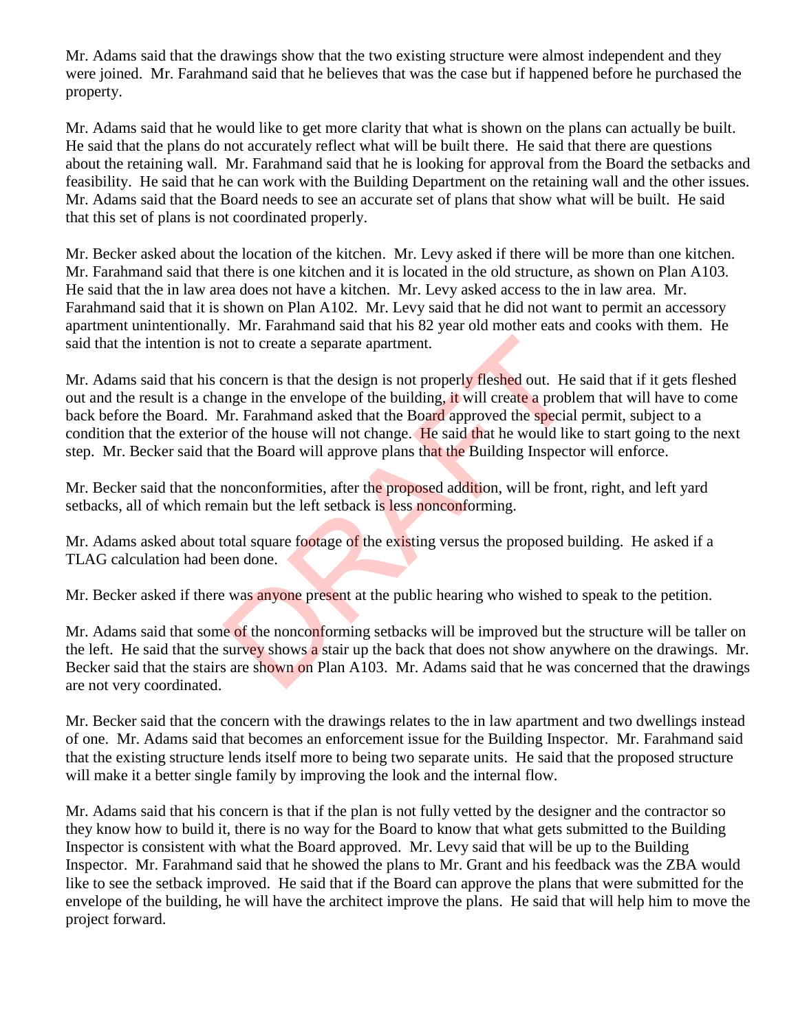Mr. Adams said that the drawings show that the two existing structure were almost independent and they were joined. Mr. Farahmand said that he believes that was the case but if happened before he purchased the property.

Mr. Adams said that he would like to get more clarity that what is shown on the plans can actually be built. He said that the plans do not accurately reflect what will be built there. He said that there are questions about the retaining wall. Mr. Farahmand said that he is looking for approval from the Board the setbacks and feasibility. He said that he can work with the Building Department on the retaining wall and the other issues. Mr. Adams said that the Board needs to see an accurate set of plans that show what will be built. He said that this set of plans is not coordinated properly.

Mr. Becker asked about the location of the kitchen. Mr. Levy asked if there will be more than one kitchen. Mr. Farahmand said that there is one kitchen and it is located in the old structure, as shown on Plan A103. He said that the in law area does not have a kitchen. Mr. Levy asked access to the in law area. Mr. Farahmand said that it is shown on Plan A102. Mr. Levy said that he did not want to permit an accessory apartment unintentionally. Mr. Farahmand said that his 82 year old mother eats and cooks with them. He said that the intention is not to create a separate apartment.

Mr. Adams said that his concern is that the design is not properly fleshed out. He said that if it gets fleshed out and the result is a change in the envelope of the building, it will create a problem that will have to come back before the Board. Mr. Farahmand asked that the Board approved the special permit, subject to a condition that the exterior of the house will not change. He said that he would like to start going to the next step. Mr. Becker said that the Board will approve plans that the Building Inspector will enforce.

Mr. Becker said that the nonconformities, after the proposed addition, will be front, right, and left yard setbacks, all of which remain but the left setback is less nonconforming.

Mr. Adams asked about total square footage of the existing versus the proposed building. He asked if a TLAG calculation had been done.

Mr. Becker asked if there was anyone present at the public hearing who wished to speak to the petition.

Mr. Adams said that some of the nonconforming setbacks will be improved but the structure will be taller on the left. He said that the survey shows a stair up the back that does not show anywhere on the drawings. Mr. Becker said that the stairs are shown on Plan A103. Mr. Adams said that he was concerned that the drawings are not very coordinated.

Mr. Becker said that the concern with the drawings relates to the in law apartment and two dwellings instead of one. Mr. Adams said that becomes an enforcement issue for the Building Inspector. Mr. Farahmand said that the existing structure lends itself more to being two separate units. He said that the proposed structure will make it a better single family by improving the look and the internal flow.

Mr. Adams said that his concern is that if the plan is not fully vetted by the designer and the contractor so they know how to build it, there is no way for the Board to know that what gets submitted to the Building Inspector is consistent with what the Board approved. Mr. Levy said that will be up to the Building Inspector. Mr. Farahmand said that he showed the plans to Mr. Grant and his feedback was the ZBA would like to see the setback improved. He said that if the Board can approve the plans that were submitted for the envelope of the building, he will have the architect improve the plans. He said that will help him to move the project forward.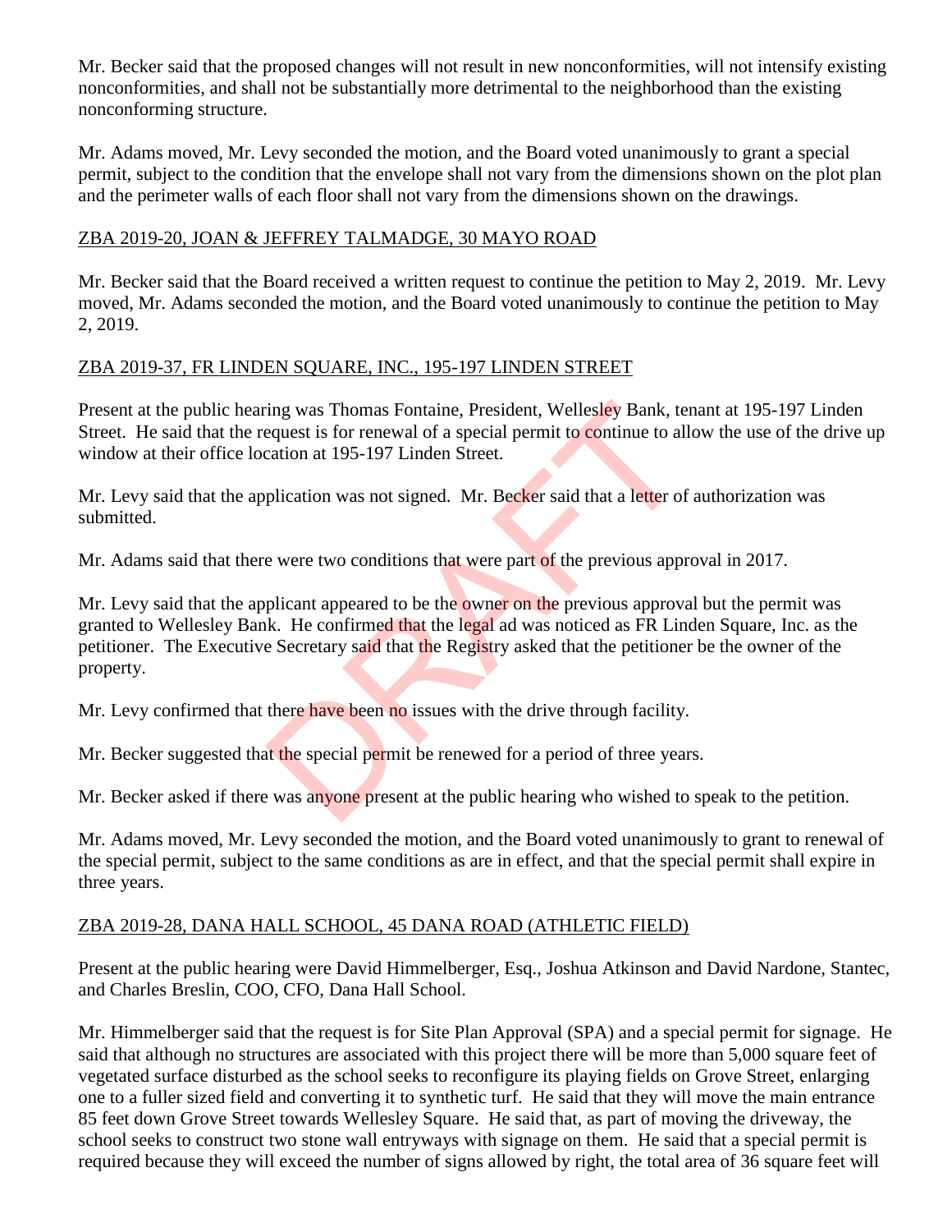Mr. Becker said that the proposed changes will not result in new nonconformities, will not intensify existing nonconformities, and shall not be substantially more detrimental to the neighborhood than the existing nonconforming structure.

Mr. Adams moved, Mr. Levy seconded the motion, and the Board voted unanimously to grant a special permit, subject to the condition that the envelope shall not vary from the dimensions shown on the plot plan and the perimeter walls of each floor shall not vary from the dimensions shown on the drawings.

ZBA 2019-20, JOAN & JEFFREY TALMADGE, 30 MAYO ROAD

Mr. Becker said that the Board received a written request to continue the petition to May 2, 2019. Mr. Levy moved, Mr. Adams seconded the motion, and the Board voted unanimously to continue the petition to May 2, 2019.

ZBA 2019-37, FR LINDEN SQUARE, INC., 195-197 LINDEN STREET

Present at the public hearing was Thomas Fontaine, President, Wellesley Bank, tenant at 195-197 Linden Street. He said that the request is for renewal of a special permit to continue to allow the use of the drive up window at their office location at 195-197 Linden Street.

Mr. Levy said that the application was not signed. Mr. Becker said that a letter of authorization was submitted.

Mr. Adams said that there were two conditions that were part of the previous approval in 2017.

Mr. Levy said that the applicant appeared to be the owner on the previous approval but the permit was granted to Wellesley Bank. He confirmed that the legal ad was noticed as FR Linden Square, Inc. as the petitioner. The Executive Secretary said that the Registry asked that the petitioner be the owner of the property.

Mr. Levy confirmed that there have been no issues with the drive through facility.

Mr. Becker suggested that the special permit be renewed for a period of three years.

Mr. Becker asked if there was anyone present at the public hearing who wished to speak to the petition.

Mr. Adams moved, Mr. Levy seconded the motion, and the Board voted unanimously to grant to renewal of the special permit, subject to the same conditions as are in effect, and that the special permit shall expire in three years.

ZBA 2019-28, DANA HALL SCHOOL, 45 DANA ROAD (ATHLETIC FIELD)

Present at the public hearing were David Himmelberger, Esq., Joshua Atkinson and David Nardone, Stantec, and Charles Breslin, COO, CFO, Dana Hall School.

Mr. Himmelberger said that the request is for Site Plan Approval (SPA) and a special permit for signage. He said that although no structures are associated with this project there will be more than 5,000 square feet of vegetated surface disturbed as the school seeks to reconfigure its playing fields on Grove Street, enlarging one to a fuller sized field and converting it to synthetic turf. He said that they will move the main entrance 85 feet down Grove Street towards Wellesley Square. He said that, as part of moving the driveway, the school seeks to construct two stone wall entryways with signage on them. He said that a special permit is required because they will exceed the number of signs allowed by right, the total area of 36 square feet will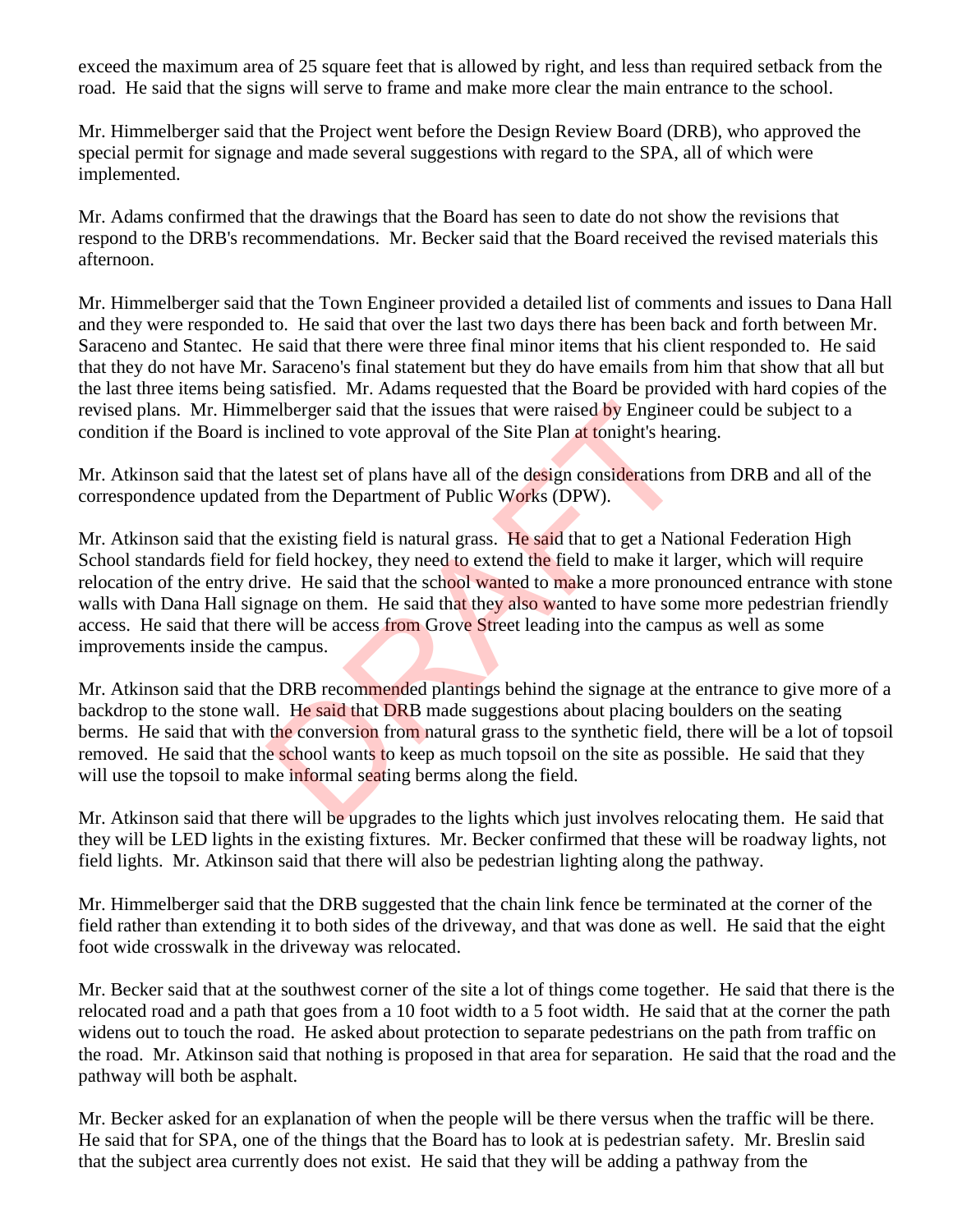exceed the maximum area of 25 square feet that is allowed by right, and less than required setback from the road. He said that the signs will serve to frame and make more clear the main entrance to the school.

Mr. Himmelberger said that the Project went before the Design Review Board (DRB), who approved the special permit for signage and made several suggestions with regard to the SPA, all of which were implemented.

Mr. Adams confirmed that the drawings that the Board has seen to date do not show the revisions that respond to the DRB's recommendations. Mr. Becker said that the Board received the revised materials this afternoon.

Mr. Himmelberger said that the Town Engineer provided a detailed list of comments and issues to Dana Hall and they were responded to. He said that over the last two days there has been back and forth between Mr. Saraceno and Stantec. He said that there were three final minor items that his client responded to. He said that they do not have Mr. Saraceno's final statement but they do have emails from him that show that all but the last three items being satisfied. Mr. Adams requested that the Board be provided with hard copies of the revised plans. Mr. Himmelberger said that the issues that were raised by Engineer could be subject to a condition if the Board is inclined to vote approval of the Site Plan at tonight's hearing.

Mr. Atkinson said that the latest set of plans have all of the design considerations from DRB and all of the correspondence updated from the Department of Public Works (DPW).

Mr. Atkinson said that the existing field is natural grass. He said that to get a National Federation High School standards field for field hockey, they need to extend the field to make it larger, which will require relocation of the entry drive. He said that the school wanted to make a more pronounced entrance with stone walls with Dana Hall signage on them. He said that they also wanted to have some more pedestrian friendly access. He said that there will be access from Grove Street leading into the campus as well as some improvements inside the campus.

Mr. Atkinson said that the DRB recommended plantings behind the signage at the entrance to give more of a backdrop to the stone wall. He said that DRB made suggestions about placing boulders on the seating berms. He said that with the conversion from natural grass to the synthetic field, there will be a lot of topsoil removed. He said that the school wants to keep as much topsoil on the site as possible. He said that they will use the topsoil to make informal seating berms along the field.

Mr. Atkinson said that there will be upgrades to the lights which just involves relocating them. He said that they will be LED lights in the existing fixtures. Mr. Becker confirmed that these will be roadway lights, not field lights. Mr. Atkinson said that there will also be pedestrian lighting along the pathway.

Mr. Himmelberger said that the DRB suggested that the chain link fence be terminated at the corner of the field rather than extending it to both sides of the driveway, and that was done as well. He said that the eight foot wide crosswalk in the driveway was relocated.

Mr. Becker said that at the southwest corner of the site a lot of things come together. He said that there is the relocated road and a path that goes from a 10 foot width to a 5 foot width. He said that at the corner the path widens out to touch the road. He asked about protection to separate pedestrians on the path from traffic on the road. Mr. Atkinson said that nothing is proposed in that area for separation. He said that the road and the pathway will both be asphalt.

Mr. Becker asked for an explanation of when the people will be there versus when the traffic will be there. He said that for SPA, one of the things that the Board has to look at is pedestrian safety. Mr. Breslin said that the subject area currently does not exist. He said that they will be adding a pathway from the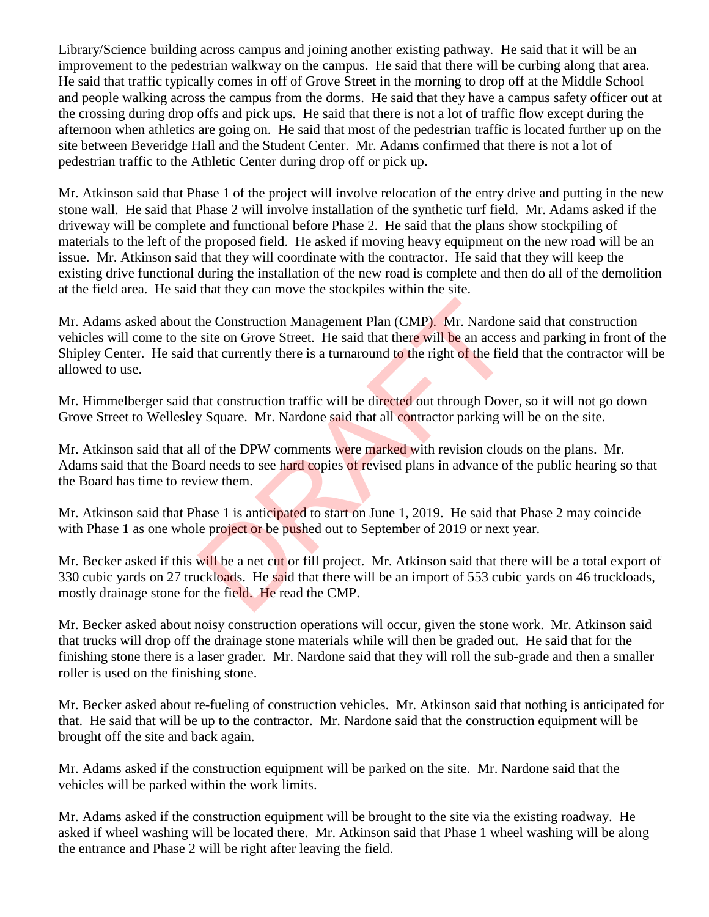Library/Science building across campus and joining another existing pathway. He said that it will be an improvement to the pedestrian walkway on the campus. He said that there will be curbing along that area. He said that traffic typically comes in off of Grove Street in the morning to drop off at the Middle School and people walking across the campus from the dorms. He said that they have a campus safety officer out at the crossing during drop offs and pick ups. He said that there is not a lot of traffic flow except during the afternoon when athletics are going on. He said that most of the pedestrian traffic is located further up on the site between Beveridge Hall and the Student Center. Mr. Adams confirmed that there is not a lot of pedestrian traffic to the Athletic Center during drop off or pick up.

Mr. Atkinson said that Phase 1 of the project will involve relocation of the entry drive and putting in the new stone wall. He said that Phase 2 will involve installation of the synthetic turf field. Mr. Adams asked if the driveway will be complete and functional before Phase 2. He said that the plans show stockpiling of materials to the left of the proposed field. He asked if moving heavy equipment on the new road will be an issue. Mr. Atkinson said that they will coordinate with the contractor. He said that they will keep the existing drive functional during the installation of the new road is complete and then do all of the demolition at the field area. He said that they can move the stockpiles within the site.

Mr. Adams asked about the Construction Management Plan (CMP). Mr. Nardone said that construction vehicles will come to the site on Grove Street. He said that there will be an access and parking in front of the Shipley Center. He said that currently there is a turnaround to the right of the field that the contractor will be allowed to use.

Mr. Himmelberger said that construction traffic will be directed out through Dover, so it will not go down Grove Street to Wellesley Square. Mr. Nardone said that all contractor parking will be on the site.

Mr. Atkinson said that all of the DPW comments were marked with revision clouds on the plans. Mr. Adams said that the Board needs to see hard copies of revised plans in advance of the public hearing so that the Board has time to review them.

Mr. Atkinson said that Phase 1 is anticipated to start on June 1, 2019. He said that Phase 2 may coincide with Phase 1 as one whole project or be pushed out to September of 2019 or next year.

Mr. Becker asked if this will be a net cut or fill project. Mr. Atkinson said that there will be a total export of 330 cubic yards on 27 truckloads. He said that there will be an import of 553 cubic yards on 46 truckloads, mostly drainage stone for the field. He read the CMP.

Mr. Becker asked about noisy construction operations will occur, given the stone work. Mr. Atkinson said that trucks will drop off the drainage stone materials while will then be graded out. He said that for the finishing stone there is a laser grader. Mr. Nardone said that they will roll the sub-grade and then a smaller roller is used on the finishing stone.

Mr. Becker asked about re-fueling of construction vehicles. Mr. Atkinson said that nothing is anticipated for that. He said that will be up to the contractor. Mr. Nardone said that the construction equipment will be brought off the site and back again.

Mr. Adams asked if the construction equipment will be parked on the site. Mr. Nardone said that the vehicles will be parked within the work limits.

Mr. Adams asked if the construction equipment will be brought to the site via the existing roadway. He asked if wheel washing will be located there. Mr. Atkinson said that Phase 1 wheel washing will be along the entrance and Phase 2 will be right after leaving the field.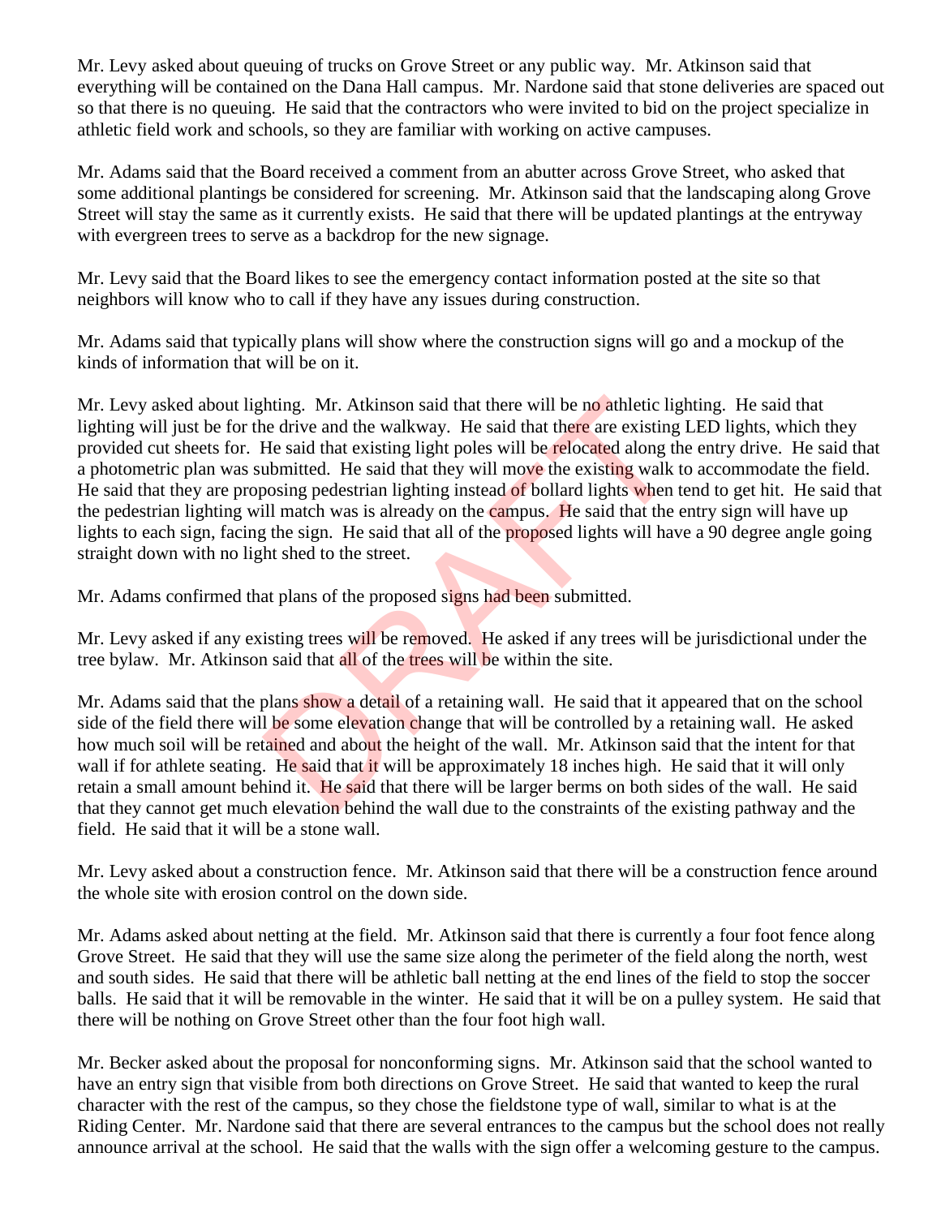Mr. Levy asked about queuing of trucks on Grove Street or any public way. Mr. Atkinson said that everything will be contained on the Dana Hall campus. Mr. Nardone said that stone deliveries are spaced out so that there is no queuing. He said that the contractors who were invited to bid on the project specialize in athletic field work and schools, so they are familiar with working on active campuses.

Mr. Adams said that the Board received a comment from an abutter across Grove Street, who asked that some additional plantings be considered for screening. Mr. Atkinson said that the landscaping along Grove Street will stay the same as it currently exists. He said that there will be updated plantings at the entryway with evergreen trees to serve as a backdrop for the new signage.

Mr. Levy said that the Board likes to see the emergency contact information posted at the site so that neighbors will know who to call if they have any issues during construction.

Mr. Adams said that typically plans will show where the construction signs will go and a mockup of the kinds of information that will be on it.

Mr. Levy asked about lighting. Mr. Atkinson said that there will be no athletic lighting. He said that lighting will just be for the drive and the walkway. He said that there are existing LED lights, which they provided cut sheets for. He said that existing light poles will be relocated along the entry drive. He said that a photometric plan was submitted. He said that they will move the existing walk to accommodate the field. He said that they are proposing pedestrian lighting instead of bollard lights when tend to get hit. He said that the pedestrian lighting will match was is already on the campus. He said that the entry sign will have up lights to each sign, facing the sign. He said that all of the proposed lights will have a 90 degree angle going straight down with no light shed to the street.

Mr. Adams confirmed that plans of the proposed signs had been submitted.

Mr. Levy asked if any existing trees will be removed. He asked if any trees will be jurisdictional under the tree bylaw. Mr. Atkinson said that all of the trees will be within the site.

Mr. Adams said that the plans show a detail of a retaining wall. He said that it appeared that on the school side of the field there will be some elevation change that will be controlled by a retaining wall. He asked how much soil will be retained and about the height of the wall. Mr. Atkinson said that the intent for that wall if for athlete seating. He said that it will be approximately 18 inches high. He said that it will only retain a small amount behind it. He said that there will be larger berms on both sides of the wall. He said that they cannot get much elevation behind the wall due to the constraints of the existing pathway and the field. He said that it will be a stone wall.

Mr. Levy asked about a construction fence. Mr. Atkinson said that there will be a construction fence around the whole site with erosion control on the down side.

Mr. Adams asked about netting at the field. Mr. Atkinson said that there is currently a four foot fence along Grove Street. He said that they will use the same size along the perimeter of the field along the north, west and south sides. He said that there will be athletic ball netting at the end lines of the field to stop the soccer balls. He said that it will be removable in the winter. He said that it will be on a pulley system. He said that there will be nothing on Grove Street other than the four foot high wall.

Mr. Becker asked about the proposal for nonconforming signs. Mr. Atkinson said that the school wanted to have an entry sign that visible from both directions on Grove Street. He said that wanted to keep the rural character with the rest of the campus, so they chose the fieldstone type of wall, similar to what is at the Riding Center. Mr. Nardone said that there are several entrances to the campus but the school does not really announce arrival at the school. He said that the walls with the sign offer a welcoming gesture to the campus.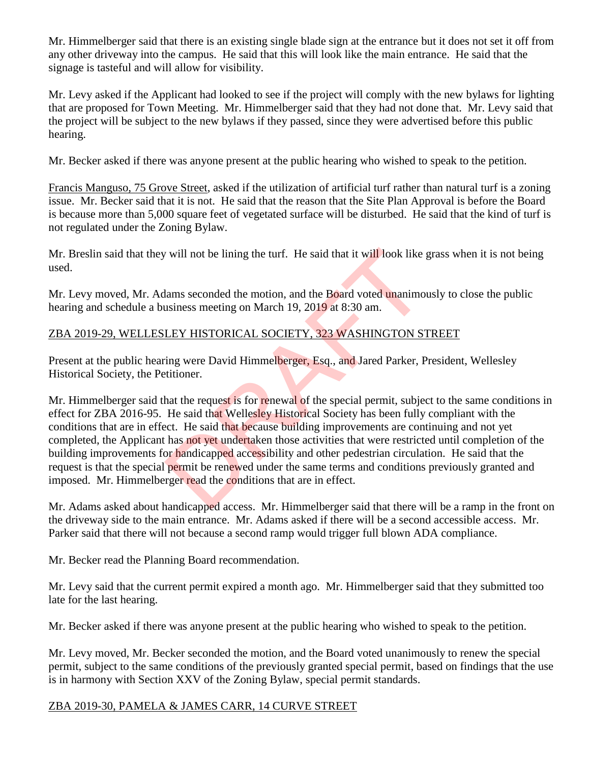Mr. Himmelberger said that there is an existing single blade sign at the entrance but it does not set it off from any other driveway into the campus. He said that this will look like the main entrance. He said that the signage is tasteful and will allow for visibility.

Mr. Levy asked if the Applicant had looked to see if the project will comply with the new bylaws for lighting that are proposed for Town Meeting. Mr. Himmelberger said that they had not done that. Mr. Levy said that the project will be subject to the new bylaws if they passed, since they were advertised before this public hearing.

Mr. Becker asked if there was anyone present at the public hearing who wished to speak to the petition.

Francis Manguso, 75 Grove Street, asked if the utilization of artificial turf rather than natural turf is a zoning issue. Mr. Becker said that it is not. He said that the reason that the Site Plan Approval is before the Board is because more than 5,000 square feet of vegetated surface will be disturbed. He said that the kind of turf is not regulated under the Zoning Bylaw.

Mr. Breslin said that they will not be lining the turf. He said that it will look like grass when it is not being used.

Mr. Levy moved, Mr. Adams seconded the motion, and the Board voted unanimously to close the public hearing and schedule a business meeting on March 19, 2019 at 8:30 am.

ZBA 2019-29, WELLESLEY HISTORICAL SOCIETY, 323 WASHINGTON STREET

Present at the public hearing were David Himmelberger, Esq., and Jared Parker, President, Wellesley Historical Society, the Petitioner.

Mr. Himmelberger said that the request is for renewal of the special permit, subject to the same conditions in effect for ZBA 2016-95. He said that Wellesley Historical Society has been fully compliant with the conditions that are in effect. He said that because building improvements are continuing and not yet completed, the Applicant has not yet undertaken those activities that were restricted until completion of the building improvements for handicapped accessibility and other pedestrian circulation. He said that the request is that the special permit be renewed under the same terms and conditions previously granted and imposed. Mr. Himmelberger read the conditions that are in effect.

Mr. Adams asked about handicapped access. Mr. Himmelberger said that there will be a ramp in the front on the driveway side to the main entrance. Mr. Adams asked if there will be a second accessible access. Mr. Parker said that there will not because a second ramp would trigger full blown ADA compliance.

Mr. Becker read the Planning Board recommendation.

Mr. Levy said that the current permit expired a month ago. Mr. Himmelberger said that they submitted too late for the last hearing.

Mr. Becker asked if there was anyone present at the public hearing who wished to speak to the petition.

Mr. Levy moved, Mr. Becker seconded the motion, and the Board voted unanimously to renew the special permit, subject to the same conditions of the previously granted special permit, based on findings that the use is in harmony with Section XXV of the Zoning Bylaw, special permit standards.

ZBA 2019-30, PAMELA & JAMES CARR, 14 CURVE STREET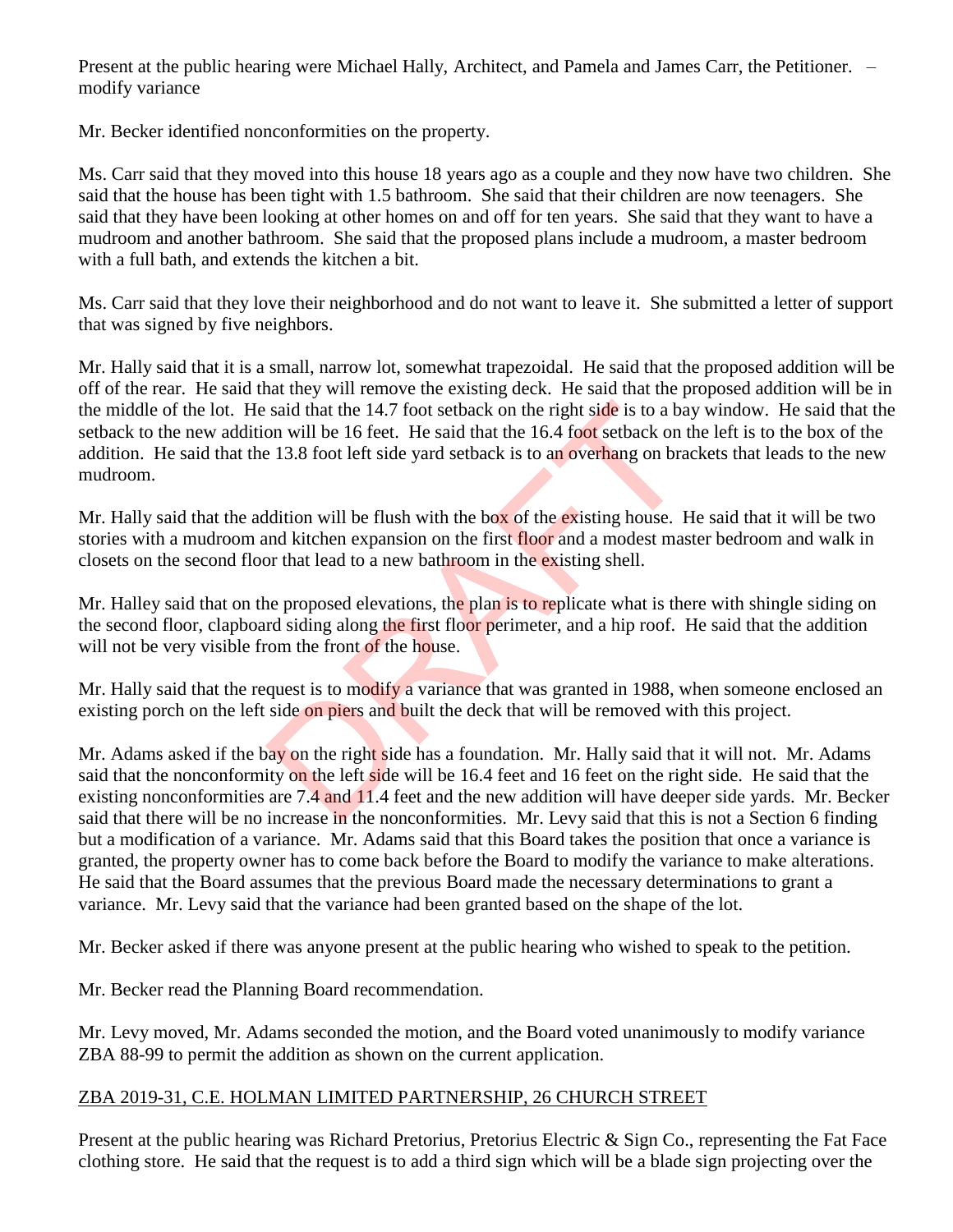Present at the public hearing were Michael Hally, Architect, and Pamela and James Carr, the Petitioner. – modify variance

Mr. Becker identified nonconformities on the property.

Ms. Carr said that they moved into this house 18 years ago as a couple and they now have two children. She said that the house has been tight with 1.5 bathroom. She said that their children are now teenagers. She said that they have been looking at other homes on and off for ten years. She said that they want to have a mudroom and another bathroom. She said that the proposed plans include a mudroom, a master bedroom with a full bath, and extends the kitchen a bit.

Ms. Carr said that they love their neighborhood and do not want to leave it. She submitted a letter of support that was signed by five neighbors.

Mr. Hally said that it is a small, narrow lot, somewhat trapezoidal. He said that the proposed addition will be off of the rear. He said that they will remove the existing deck. He said that the proposed addition will be in the middle of the lot. He said that the 14.7 foot setback on the right side is to a bay window. He said that the setback to the new addition will be 16 feet. He said that the 16.4 foot setback on the left is to the box of the addition. He said that the 13.8 foot left side yard setback is to an overhang on brackets that leads to the new mudroom.

Mr. Hally said that the addition will be flush with the box of the existing house. He said that it will be two stories with a mudroom and kitchen expansion on the first floor and a modest master bedroom and walk in closets on the second floor that lead to a new bathroom in the existing shell.

Mr. Halley said that on the proposed elevations, the plan is to replicate what is there with shingle siding on the second floor, clapboard siding along the first floor perimeter, and a hip roof. He said that the addition will not be very visible from the front of the house.

Mr. Hally said that the request is to modify a variance that was granted in 1988, when someone enclosed an existing porch on the left side on piers and built the deck that will be removed with this project.

Mr. Adams asked if the bay on the right side has a foundation. Mr. Hally said that it will not. Mr. Adams said that the nonconformity on the left side will be 16.4 feet and 16 feet on the right side. He said that the existing nonconformities are 7.4 and 11.4 feet and the new addition will have deeper side yards. Mr. Becker said that there will be no increase in the nonconformities. Mr. Levy said that this is not a Section 6 finding but a modification of a variance. Mr. Adams said that this Board takes the position that once a variance is granted, the property owner has to come back before the Board to modify the variance to make alterations. He said that the Board assumes that the previous Board made the necessary determinations to grant a variance. Mr. Levy said that the variance had been granted based on the shape of the lot.

Mr. Becker asked if there was anyone present at the public hearing who wished to speak to the petition.

Mr. Becker read the Planning Board recommendation.

Mr. Levy moved, Mr. Adams seconded the motion, and the Board voted unanimously to modify variance ZBA 88-99 to permit the addition as shown on the current application.

## ZBA 2019-31, C.E. HOLMAN LIMITED PARTNERSHIP, 26 CHURCH STREET

Present at the public hearing was Richard Pretorius, Pretorius Electric & Sign Co., representing the Fat Face clothing store. He said that the request is to add a third sign which will be a blade sign projecting over the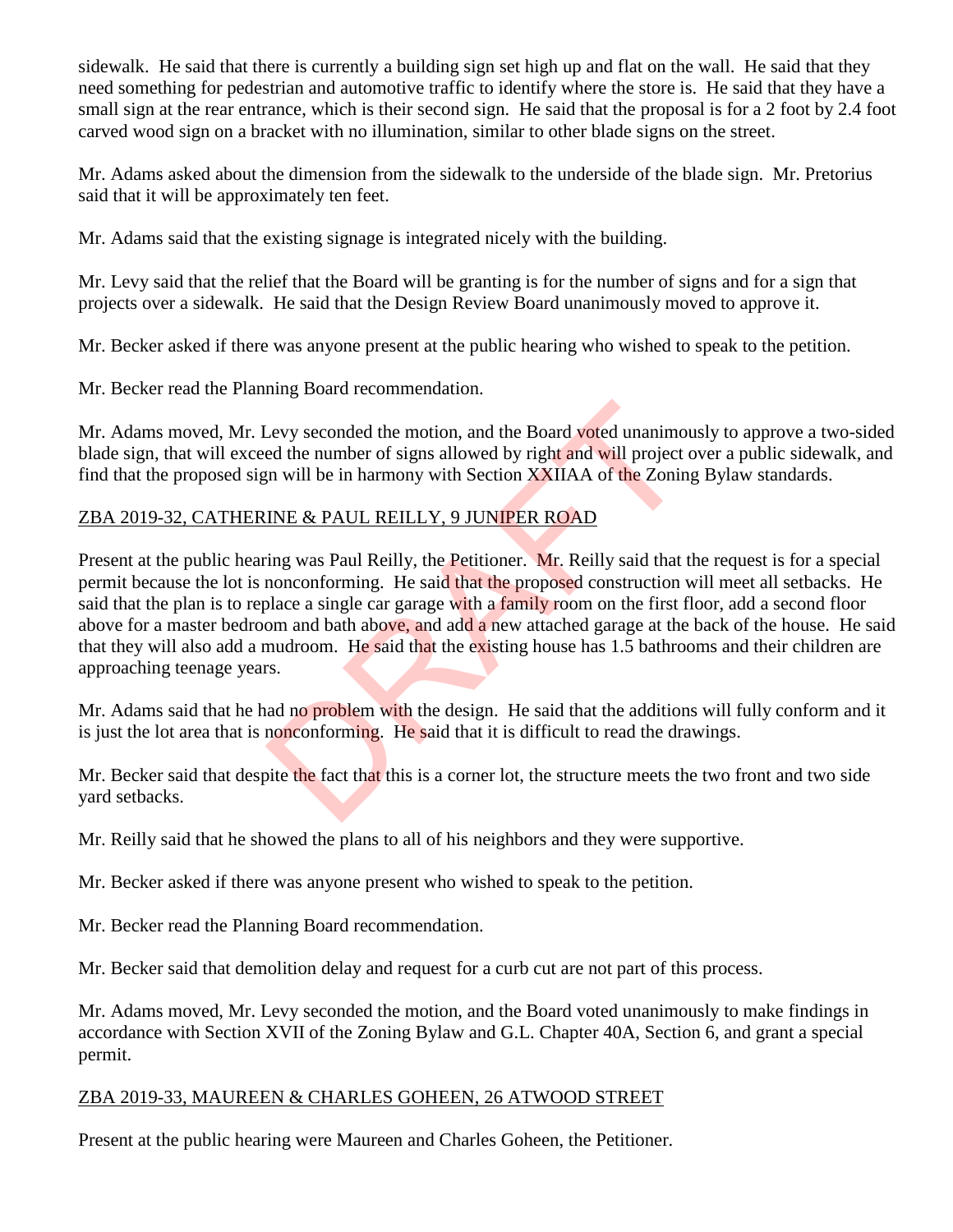sidewalk. He said that there is currently a building sign set high up and flat on the wall. He said that they need something for pedestrian and automotive traffic to identify where the store is. He said that they have a small sign at the rear entrance, which is their second sign. He said that the proposal is for a 2 foot by 2.4 foot carved wood sign on a bracket with no illumination, similar to other blade signs on the street.

Mr. Adams asked about the dimension from the sidewalk to the underside of the blade sign. Mr. Pretorius said that it will be approximately ten feet.

Mr. Adams said that the existing signage is integrated nicely with the building.

Mr. Levy said that the relief that the Board will be granting is for the number of signs and for a sign that projects over a sidewalk. He said that the Design Review Board unanimously moved to approve it.

Mr. Becker asked if there was anyone present at the public hearing who wished to speak to the petition.

Mr. Becker read the Planning Board recommendation.

Mr. Adams moved, Mr. Levy seconded the motion, and the Board voted unanimously to approve a two-sided blade sign, that will exceed the number of signs allowed by right and will project over a public sidewalk, and find that the proposed sign will be in harmony with Section XXIIAA of the Zoning Bylaw standards.

ZBA 2019-32, CATHERINE & PAUL REILLY, 9 JUNIPER ROAD

Present at the public hearing was Paul Reilly, the Petitioner. Mr. Reilly said that the request is for a special permit because the lot is nonconforming. He said that the proposed construction will meet all setbacks. He said that the plan is to replace a single car garage with a family room on the first floor, add a second floor above for a master bedroom and bath above, and add a new attached garage at the back of the house. He said that they will also add a mudroom. He said that the existing house has 1.5 bathrooms and their children are approaching teenage years.

Mr. Adams said that he had no problem with the design. He said that the additions will fully conform and it is just the lot area that is nonconforming. He said that it is difficult to read the drawings.

Mr. Becker said that despite the fact that this is a corner lot, the structure meets the two front and two side yard setbacks.

Mr. Reilly said that he showed the plans to all of his neighbors and they were supportive.

Mr. Becker asked if there was anyone present who wished to speak to the petition.

Mr. Becker read the Planning Board recommendation.

Mr. Becker said that demolition delay and request for a curb cut are not part of this process.

Mr. Adams moved, Mr. Levy seconded the motion, and the Board voted unanimously to make findings in accordance with Section XVII of the Zoning Bylaw and G.L. Chapter 40A, Section 6, and grant a special permit.

ZBA 2019-33, MAUREEN & CHARLES GOHEEN, 26 ATWOOD STREET

Present at the public hearing were Maureen and Charles Goheen, the Petitioner.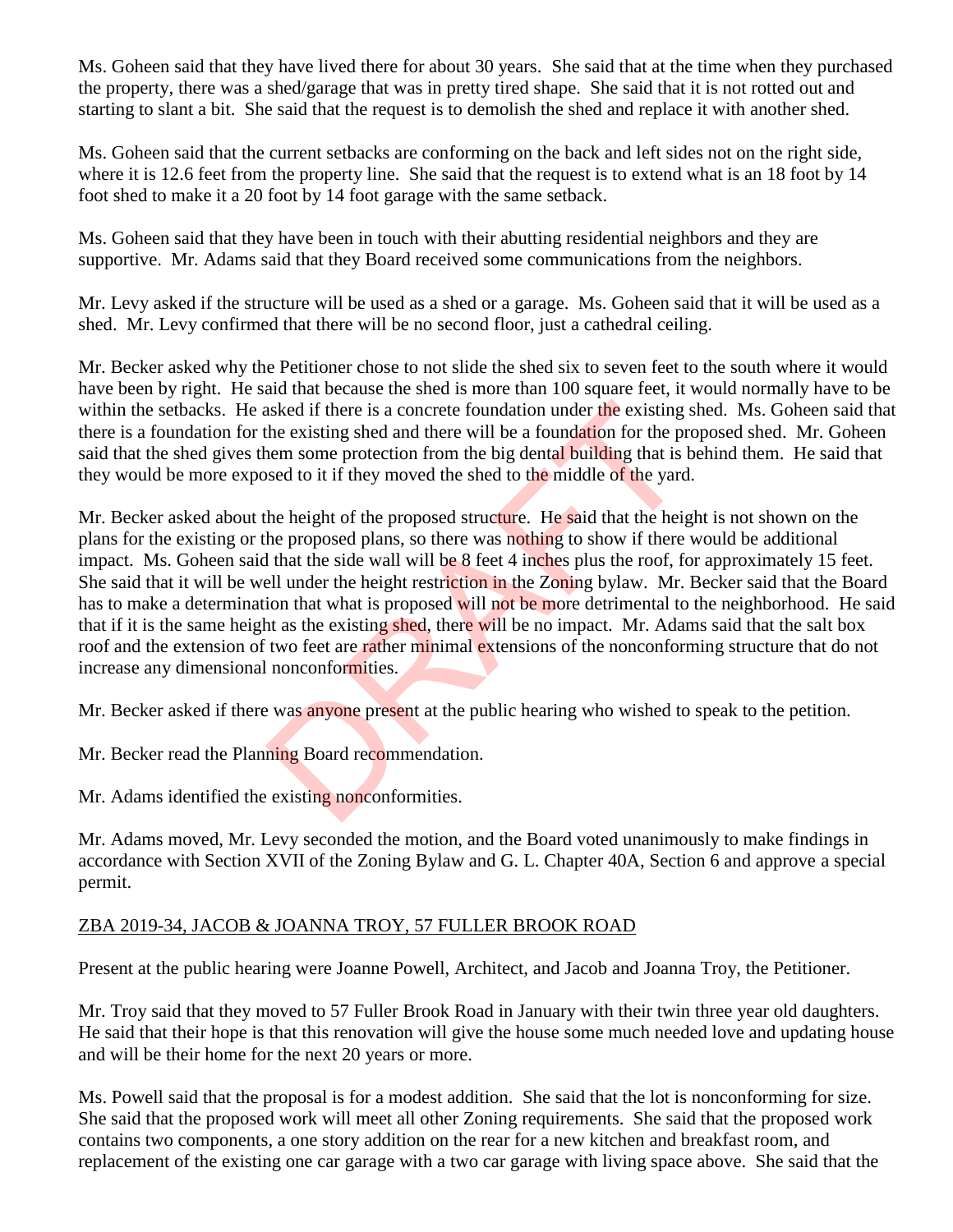Ms. Goheen said that they have lived there for about 30 years. She said that at the time when they purchased the property, there was a shed/garage that was in pretty tired shape. She said that it is not rotted out and starting to slant a bit. She said that the request is to demolish the shed and replace it with another shed.

Ms. Goheen said that the current setbacks are conforming on the back and left sides not on the right side, where it is 12.6 feet from the property line. She said that the request is to extend what is an 18 foot by 14 foot shed to make it a 20 foot by 14 foot garage with the same setback.

Ms. Goheen said that they have been in touch with their abutting residential neighbors and they are supportive. Mr. Adams said that they Board received some communications from the neighbors.

Mr. Levy asked if the structure will be used as a shed or a garage. Ms. Goheen said that it will be used as a shed. Mr. Levy confirmed that there will be no second floor, just a cathedral ceiling.

Mr. Becker asked why the Petitioner chose to not slide the shed six to seven feet to the south where it would have been by right. He said that because the shed is more than 100 square feet, it would normally have to be within the setbacks. He asked if there is a concrete foundation under the existing shed. Ms. Goheen said that there is a foundation for the existing shed and there will be a foundation for the proposed shed. Mr. Goheen said that the shed gives them some protection from the big dental building that is behind them. He said that they would be more exposed to it if they moved the shed to the middle of the yard.

Mr. Becker asked about the height of the proposed structure. He said that the height is not shown on the plans for the existing or the proposed plans, so there was nothing to show if there would be additional impact. Ms. Goheen said that the side wall will be 8 feet 4 inches plus the roof, for approximately 15 feet. She said that it will be well under the height restriction in the Zoning bylaw. Mr. Becker said that the Board has to make a determination that what is proposed will not be more detrimental to the neighborhood. He said that if it is the same height as the existing shed, there will be no impact. Mr. Adams said that the salt box roof and the extension of two feet are rather minimal extensions of the nonconforming structure that do not increase any dimensional nonconformities.

Mr. Becker asked if there was anyone present at the public hearing who wished to speak to the petition.

Mr. Becker read the Planning Board recommendation.

Mr. Adams identified the existing nonconformities.

Mr. Adams moved, Mr. Levy seconded the motion, and the Board voted unanimously to make findings in accordance with Section XVII of the Zoning Bylaw and G. L. Chapter 40A, Section 6 and approve a special permit.

ZBA 2019-34, JACOB & JOANNA TROY, 57 FULLER BROOK ROAD

Present at the public hearing were Joanne Powell, Architect, and Jacob and Joanna Troy, the Petitioner.

Mr. Troy said that they moved to 57 Fuller Brook Road in January with their twin three year old daughters. He said that their hope is that this renovation will give the house some much needed love and updating house and will be their home for the next 20 years or more.

Ms. Powell said that the proposal is for a modest addition. She said that the lot is nonconforming for size. She said that the proposed work will meet all other Zoning requirements. She said that the proposed work contains two components, a one story addition on the rear for a new kitchen and breakfast room, and replacement of the existing one car garage with a two car garage with living space above. She said that the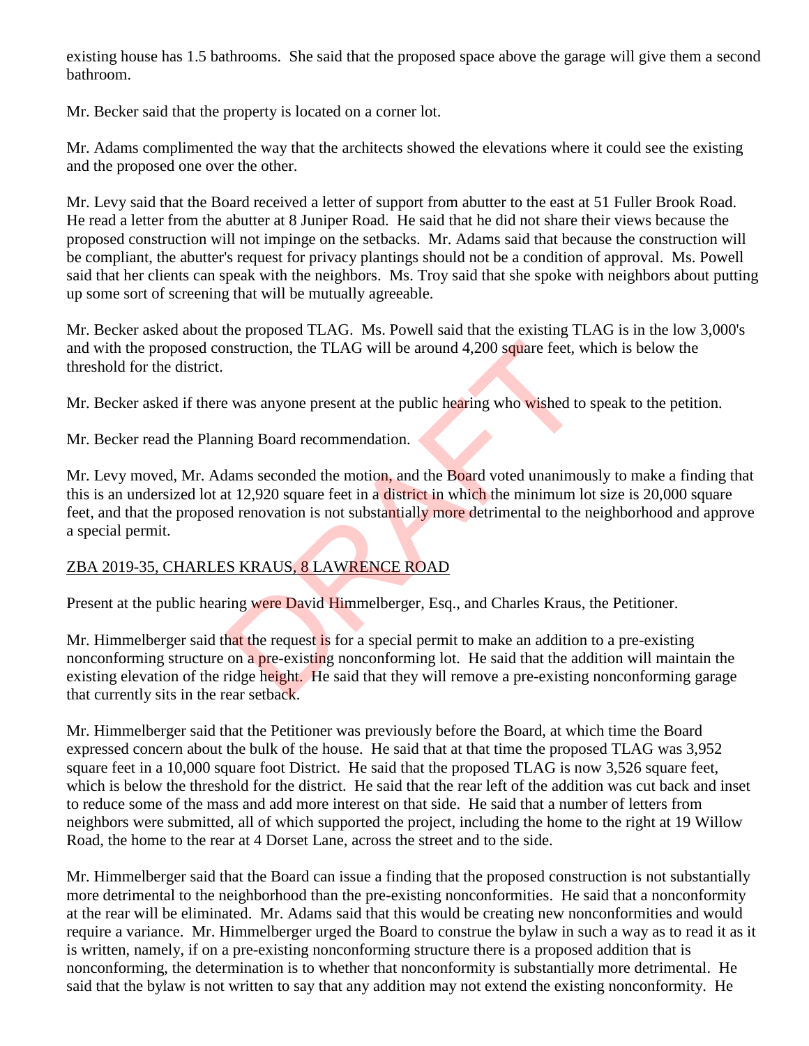existing house has 1.5 bathrooms. She said that the proposed space above the garage will give them a second bathroom.

Mr. Becker said that the property is located on a corner lot.

Mr. Adams complimented the way that the architects showed the elevations where it could see the existing and the proposed one over the other.

Mr. Levy said that the Board received a letter of support from abutter to the east at 51 Fuller Brook Road. He read a letter from the abutter at 8 Juniper Road. He said that he did not share their views because the proposed construction will not impinge on the setbacks. Mr. Adams said that because the construction will be compliant, the abutter's request for privacy plantings should not be a condition of approval. Ms. Powell said that her clients can speak with the neighbors. Ms. Troy said that she spoke with neighbors about putting up some sort of screening that will be mutually agreeable.

Mr. Becker asked about the proposed TLAG. Ms. Powell said that the existing TLAG is in the low 3,000's and with the proposed construction, the TLAG will be around 4,200 square feet, which is below the threshold for the district.

Mr. Becker asked if there was anyone present at the public hearing who wished to speak to the petition.

Mr. Becker read the Planning Board recommendation.

Mr. Levy moved, Mr. Adams seconded the motion, and the Board voted unanimously to make a finding that this is an undersized lot at 12,920 square feet in a district in which the minimum lot size is 20,000 square feet, and that the proposed renovation is not substantially more detrimental to the neighborhood and approve a special permit.

<u>ZBA 2019-35, CHARLES KRAUS, 8 LAWRENCE ROAD</u>

Present at the public hearing were David Himmelberger, Esq., and Charles Kraus, the Petitioner.

Mr. Himmelberger said that the request is for a special permit to make an addition to a pre-existing nonconforming structure on a pre-existing nonconforming lot. He said that the addition will maintain the existing elevation of the ridge height. He said that they will remove a pre-existing nonconforming garage that currently sits in the rear setback.

Mr. Himmelberger said that the Petitioner was previously before the Board, at which time the Board expressed concern about the bulk of the house. He said that at that time the proposed TLAG was 3,952 square feet in a 10,000 square foot District. He said that the proposed TLAG is now 3,526 square feet, which is below the threshold for the district. He said that the rear left of the addition was cut back and inset to reduce some of the mass and add more interest on that side. He said that a number of letters from neighbors were submitted, all of which supported the project, including the home to the right at 19 Willow Road, the home to the rear at 4 Dorset Lane, across the street and to the side.

Mr. Himmelberger said that the Board can issue a finding that the proposed construction is not substantially more detrimental to the neighborhood than the pre-existing nonconformities. He said that a nonconformity at the rear will be eliminated. Mr. Adams said that this would be creating new nonconformities and would require a variance. Mr. Himmelberger urged the Board to construe the bylaw in such a way as to read it as it is written, namely, if on a pre-existing nonconforming structure there is a proposed addition that is nonconforming, the determination is to whether that nonconformity is substantially more detrimental. He said that the bylaw is not written to say that any addition may not extend the existing nonconformity. He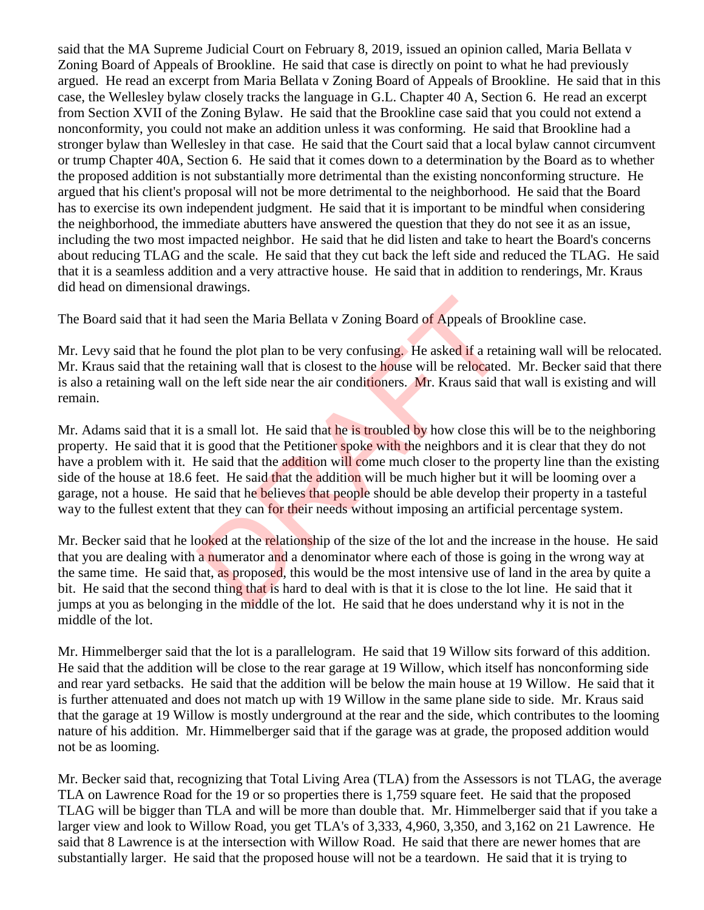said that the MA Supreme Judicial Court on February 8, 2019, issued an opinion called, Maria Bellata v Zoning Board of Appeals of Brookline. He said that case is directly on point to what he had previously argued. He read an excerpt from Maria Bellata v Zoning Board of Appeals of Brookline. He said that in this case, the Wellesley bylaw closely tracks the language in G.L. Chapter 40 A, Section 6. He read an excerpt from Section XVII of the Zoning Bylaw. He said that the Brookline case said that you could not extend a nonconformity, you could not make an addition unless it was conforming. He said that Brookline had a stronger bylaw than Wellesley in that case. He said that the Court said that a local bylaw cannot circumvent or trump Chapter 40A, Section 6. He said that it comes down to a determination by the Board as to whether the proposed addition is not substantially more detrimental than the existing nonconforming structure. He argued that his client's proposal will not be more detrimental to the neighborhood. He said that the Board has to exercise its own independent judgment. He said that it is important to be mindful when considering the neighborhood, the immediate abutters have answered the question that they do not see it as an issue, including the two most impacted neighbor. He said that he did listen and take to heart the Board's concerns about reducing TLAG and the scale. He said that they cut back the left side and reduced the TLAG. He said that it is a seamless addition and a very attractive house. He said that in addition to renderings, Mr. Kraus did head on dimensional drawings.

The Board said that it had seen the Maria Bellata v Zoning Board of Appeals of Brookline case.

Mr. Levy said that he found the plot plan to be very confusing. He asked if a retaining wall will be relocated. Mr. Kraus said that the retaining wall that is closest to the house will be relocated. Mr. Becker said that there is also a retaining wall on the left side near the air conditioners. Mr. Kraus said that wall is existing and will remain.

Mr. Adams said that it is a small lot. He said that he is troubled by how close this will be to the neighboring property. He said that it is good that the Petitioner spoke with the neighbors and it is clear that they do not have a problem with it. He said that the addition will come much closer to the property line than the existing side of the house at 18.6 feet. He said that the addition will be much higher but it will be looming over a garage, not a house. He said that he believes that people should be able develop their property in a tasteful way to the fullest extent that they can for their needs without imposing an artificial percentage system.

Mr. Becker said that he looked at the relationship of the size of the lot and the increase in the house. He said that you are dealing with a numerator and a denominator where each of those is going in the wrong way at the same time. He said that, as proposed, this would be the most intensive use of land in the area by quite a bit. He said that the second thing that is hard to deal with is that it is close to the lot line. He said that it jumps at you as belonging in the middle of the lot. He said that he does understand why it is not in the middle of the lot.

Mr. Himmelberger said that the lot is a parallelogram. He said that 19 Willow sits forward of this addition. He said that the addition will be close to the rear garage at 19 Willow, which itself has nonconforming side and rear yard setbacks. He said that the addition will be below the main house at 19 Willow. He said that it is further attenuated and does not match up with 19 Willow in the same plane side to side. Mr. Kraus said that the garage at 19 Willow is mostly underground at the rear and the side, which contributes to the looming nature of his addition. Mr. Himmelberger said that if the garage was at grade, the proposed addition would not be as looming.

Mr. Becker said that, recognizing that Total Living Area (TLA) from the Assessors is not TLAG, the average TLA on Lawrence Road for the 19 or so properties there is 1,759 square feet. He said that the proposed TLAG will be bigger than TLA and will be more than double that. Mr. Himmelberger said that if you take a larger view and look to Willow Road, you get TLA's of 3,333, 4,960, 3,350, and 3,162 on 21 Lawrence. He said that 8 Lawrence is at the intersection with Willow Road. He said that there are newer homes that are substantially larger. He said that the proposed house will not be a teardown. He said that it is trying to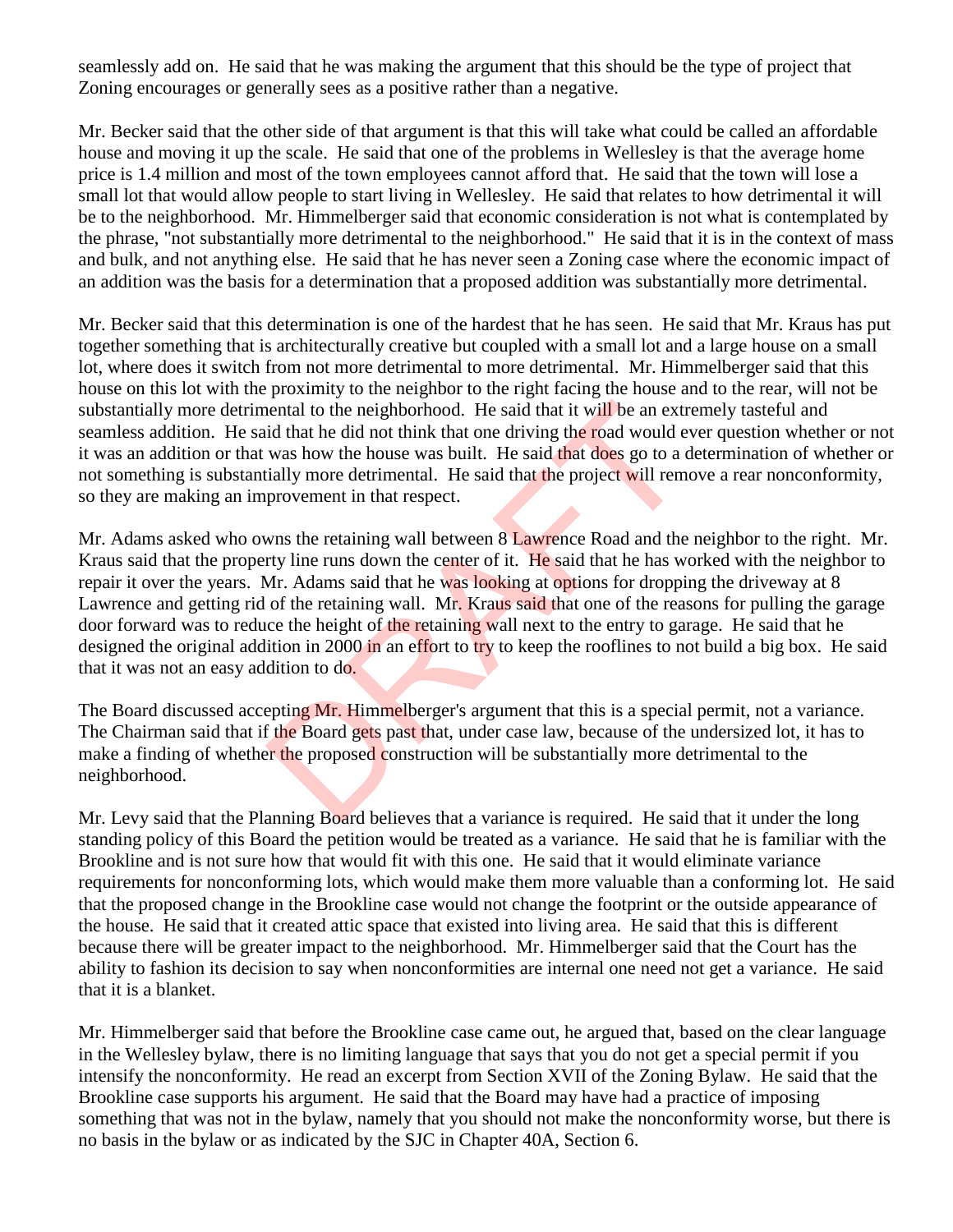seamlessly add on. He said that he was making the argument that this should be the type of project that Zoning encourages or generally sees as a positive rather than a negative.

Mr. Becker said that the other side of that argument is that this will take what could be called an affordable house and moving it up the scale. He said that one of the problems in Wellesley is that the average home price is 1.4 million and most of the town employees cannot afford that. He said that the town will lose a small lot that would allow people to start living in Wellesley. He said that relates to how detrimental it will be to the neighborhood. Mr. Himmelberger said that economic consideration is not what is contemplated by the phrase, "not substantially more detrimental to the neighborhood." He said that it is in the context of mass and bulk, and not anything else. He said that he has never seen a Zoning case where the economic impact of an addition was the basis for a determination that a proposed addition was substantially more detrimental.

Mr. Becker said that this determination is one of the hardest that he has seen. He said that Mr. Kraus has put together something that is architecturally creative but coupled with a small lot and a large house on a small lot, where does it switch from not more detrimental to more detrimental. Mr. Himmelberger said that this house on this lot with the proximity to the neighbor to the right facing the house and to the rear, will not be substantially more detrimental to the neighborhood. He said that it will be an extremely tasteful and seamless addition. He said that he did not think that one driving the road would ever question whether or not it was an addition or that was how the house was built. He said that does go to a determination of whether or not something is substantially more detrimental. He said that the project will remove a rear nonconformity, so they are making an improvement in that respect.

Mr. Adams asked who owns the retaining wall between 8 Lawrence Road and the neighbor to the right. Mr. Kraus said that the property line runs down the center of it. He said that he has worked with the neighbor to repair it over the years. Mr. Adams said that he was looking at options for dropping the driveway at 8 Lawrence and getting rid of the retaining wall. Mr. Kraus said that one of the reasons for pulling the garage door forward was to reduce the height of the retaining wall next to the entry to garage. He said that he designed the original addition in 2000 in an effort to try to keep the rooflines to not build a big box. He said that it was not an easy addition to do.

The Board discussed accepting Mr. Himmelberger's argument that this is a special permit, not a variance. The Chairman said that if the Board gets past that, under case law, because of the undersized lot, it has to make a finding of whether the proposed construction will be substantially more detrimental to the neighborhood.

Mr. Levy said that the Planning Board believes that a variance is required. He said that it under the long standing policy of this Board the petition would be treated as a variance. He said that he is familiar with the Brookline and is not sure how that would fit with this one. He said that it would eliminate variance requirements for nonconforming lots, which would make them more valuable than a conforming lot. He said that the proposed change in the Brookline case would not change the footprint or the outside appearance of the house. He said that it created attic space that existed into living area. He said that this is different because there will be greater impact to the neighborhood. Mr. Himmelberger said that the Court has the ability to fashion its decision to say when nonconformities are internal one need not get a variance. He said that it is a blanket.

Mr. Himmelberger said that before the Brookline case came out, he argued that, based on the clear language in the Wellesley bylaw, there is no limiting language that says that you do not get a special permit if you intensify the nonconformity. He read an excerpt from Section XVII of the Zoning Bylaw. He said that the Brookline case supports his argument. He said that the Board may have had a practice of imposing something that was not in the bylaw, namely that you should not make the nonconformity worse, but there is no basis in the bylaw or as indicated by the SJC in Chapter 40A, Section 6.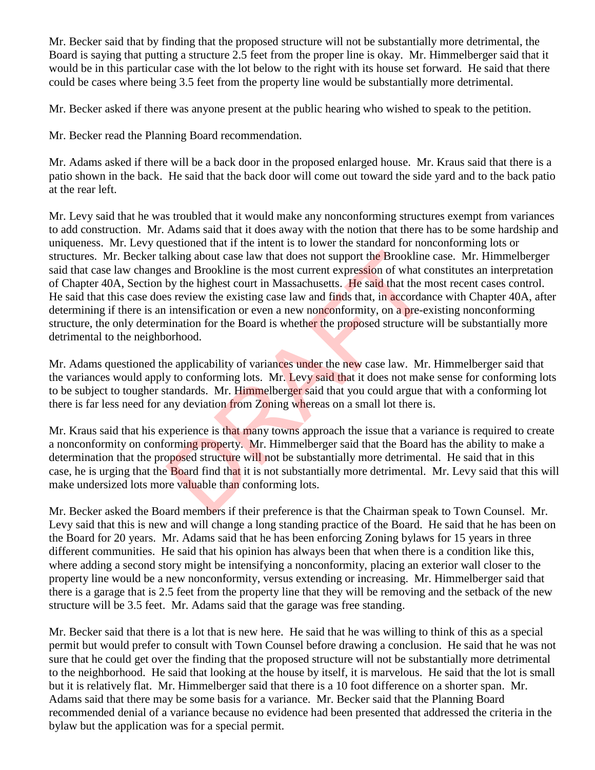Mr. Becker said that by finding that the proposed structure will not be substantially more detrimental, the Board is saying that putting a structure 2.5 feet from the proper line is okay. Mr. Himmelberger said that it would be in this particular case with the lot below to the right with its house set forward. He said that there could be cases where being 3.5 feet from the property line would be substantially more detrimental.

Mr. Becker asked if there was anyone present at the public hearing who wished to speak to the petition.

Mr. Becker read the Planning Board recommendation.

Mr. Adams asked if there will be a back door in the proposed enlarged house. Mr. Kraus said that there is a patio shown in the back. He said that the back door will come out toward the side yard and to the back patio at the rear left.

Mr. Levy said that he was troubled that it would make any nonconforming structures exempt from variances to add construction. Mr. Adams said that it does away with the notion that there has to be some hardship and uniqueness. Mr. Levy questioned that if the intent is to lower the standard for nonconforming lots or structures. Mr. Becker talking about case law that does not support the Brookline case. Mr. Himmelberger said that case law changes and Brookline is the most current expression of what constitutes an interpretation of Chapter 40A, Section by the highest court in Massachusetts. He said that the most recent cases control. He said that this case does review the existing case law and finds that, in accordance with Chapter 40A, after determining if there is an intensification or even a new nonconformity, on a pre-existing nonconforming structure, the only determination for the Board is whether the proposed structure will be substantially more detrimental to the neighborhood.

Mr. Adams questioned the applicability of variances under the new case law. Mr. Himmelberger said that the variances would apply to conforming lots. Mr. Levy said that it does not make sense for conforming lots to be subject to tougher standards. Mr. Himmelberger said that you could argue that with a conforming lot there is far less need for any deviation from Zoning whereas on a small lot there is.

Mr. Kraus said that his experience is that many towns approach the issue that a variance is required to create a nonconformity on conforming property. Mr. Himmelberger said that the Board has the ability to make a determination that the proposed structure will not be substantially more detrimental. He said that in this case, he is urging that the Board find that it is not substantially more detrimental. Mr. Levy said that this will make undersized lots more valuable than conforming lots.

Mr. Becker asked the Board members if their preference is that the Chairman speak to Town Counsel. Mr. Levy said that this is new and will change a long standing practice of the Board. He said that he has been on the Board for 20 years. Mr. Adams said that he has been enforcing Zoning bylaws for 15 years in three different communities. He said that his opinion has always been that when there is a condition like this, where adding a second story might be intensifying a nonconformity, placing an exterior wall closer to the property line would be a new nonconformity, versus extending or increasing. Mr. Himmelberger said that there is a garage that is 2.5 feet from the property line that they will be removing and the setback of the new structure will be 3.5 feet. Mr. Adams said that the garage was free standing.

Mr. Becker said that there is a lot that is new here. He said that he was willing to think of this as a special permit but would prefer to consult with Town Counsel before drawing a conclusion. He said that he was not sure that he could get over the finding that the proposed structure will not be substantially more detrimental to the neighborhood. He said that looking at the house by itself, it is marvelous. He said that the lot is small but it is relatively flat. Mr. Himmelberger said that there is a 10 foot difference on a shorter span. Mr. Adams said that there may be some basis for a variance. Mr. Becker said that the Planning Board recommended denial of a variance because no evidence had been presented that addressed the criteria in the bylaw but the application was for a special permit.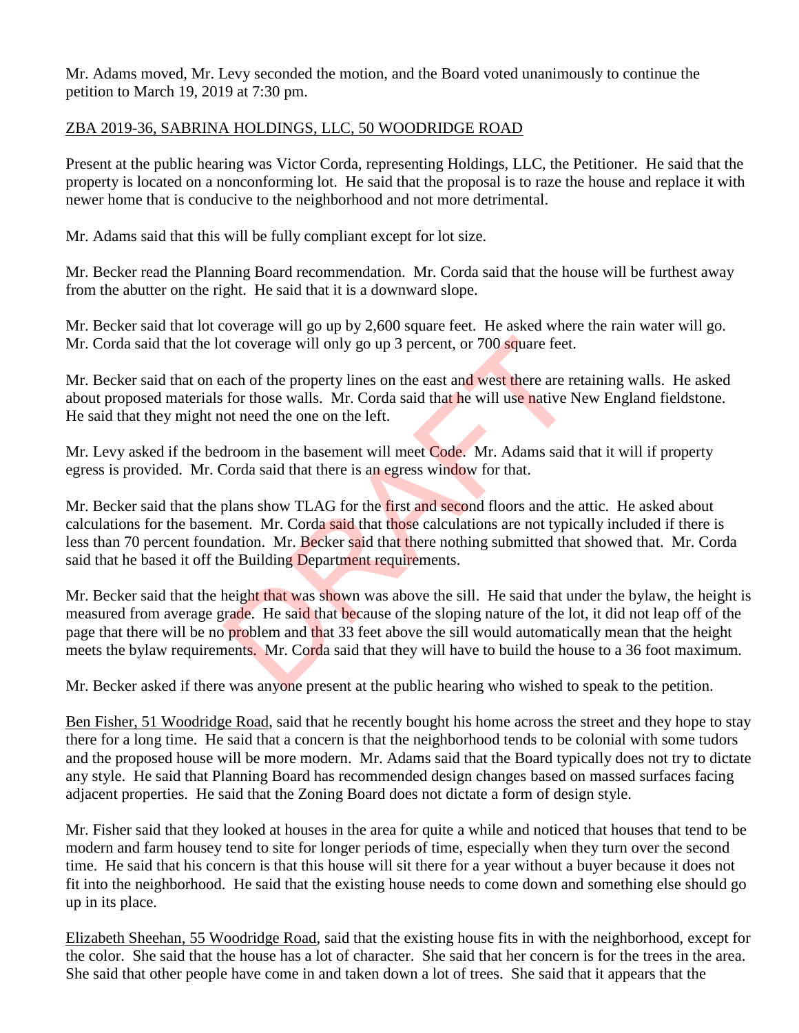Mr. Adams moved, Mr. Levy seconded the motion, and the Board voted unanimously to continue the petition to March 19, 2019 at 7:30 pm.

ZBA 2019-36, SABRINA HOLDINGS, LLC, 50 WOODRIDGE ROAD

Present at the public hearing was Victor Corda, representing Holdings, LLC, the Petitioner. He said that the property is located on a nonconforming lot. He said that the proposal is to raze the house and replace it with newer home that is conducive to the neighborhood and not more detrimental.

Mr. Adams said that this will be fully compliant except for lot size.

Mr. Becker read the Planning Board recommendation. Mr. Corda said that the house will be furthest away from the abutter on the right. He said that it is a downward slope.

Mr. Becker said that lot coverage will go up by 2,600 square feet. He asked where the rain water will go. Mr. Corda said that the lot coverage will only go up 3 percent, or 700 square feet.

Mr. Becker said that on each of the property lines on the east and west there are retaining walls. He asked about proposed materials for those walls. Mr. Corda said that he will use native New England fieldstone. He said that they might not need the one on the left.

Mr. Levy asked if the bedroom in the basement will meet Code. Mr. Adams said that it will if property egress is provided. Mr. Corda said that there is an egress window for that.

Mr. Becker said that the plans show TLAG for the first and second floors and the attic. He asked about calculations for the basement. Mr. Corda said that those calculations are not typically included if there is less than 70 percent foundation. Mr. Becker said that there nothing submitted that showed that. Mr. Corda said that he based it off the Building Department requirements.

Mr. Becker said that the height that was shown was above the sill. He said that under the bylaw, the height is measured from average grade. He said that because of the sloping nature of the lot, it did not leap off of the page that there will be no problem and that 33 feet above the sill would automatically mean that the height meets the bylaw requirements. Mr. Corda said that they will have to build the house to a 36 foot maximum.

Mr. Becker asked if there was anyone present at the public hearing who wished to speak to the petition.

Ben Fisher, 51 Woodridge Road, said that he recently bought his home across the street and they hope to stay there for a long time. He said that a concern is that the neighborhood tends to be colonial with some tudors and the proposed house will be more modern. Mr. Adams said that the Board typically does not try to dictate any style. He said that Planning Board has recommended design changes based on massed surfaces facing adjacent properties. He said that the Zoning Board does not dictate a form of design style.

Mr. Fisher said that they looked at houses in the area for quite a while and noticed that houses that tend to be modern and farm housey tend to site for longer periods of time, especially when they turn over the second time. He said that his concern is that this house will sit there for a year without a buyer because it does not fit into the neighborhood. He said that the existing house needs to come down and something else should go up in its place.

Elizabeth Sheehan, 55 Woodridge Road, said that the existing house fits in with the neighborhood, except for the color. She said that the house has a lot of character. She said that her concern is for the trees in the area. She said that other people have come in and taken down a lot of trees. She said that it appears that the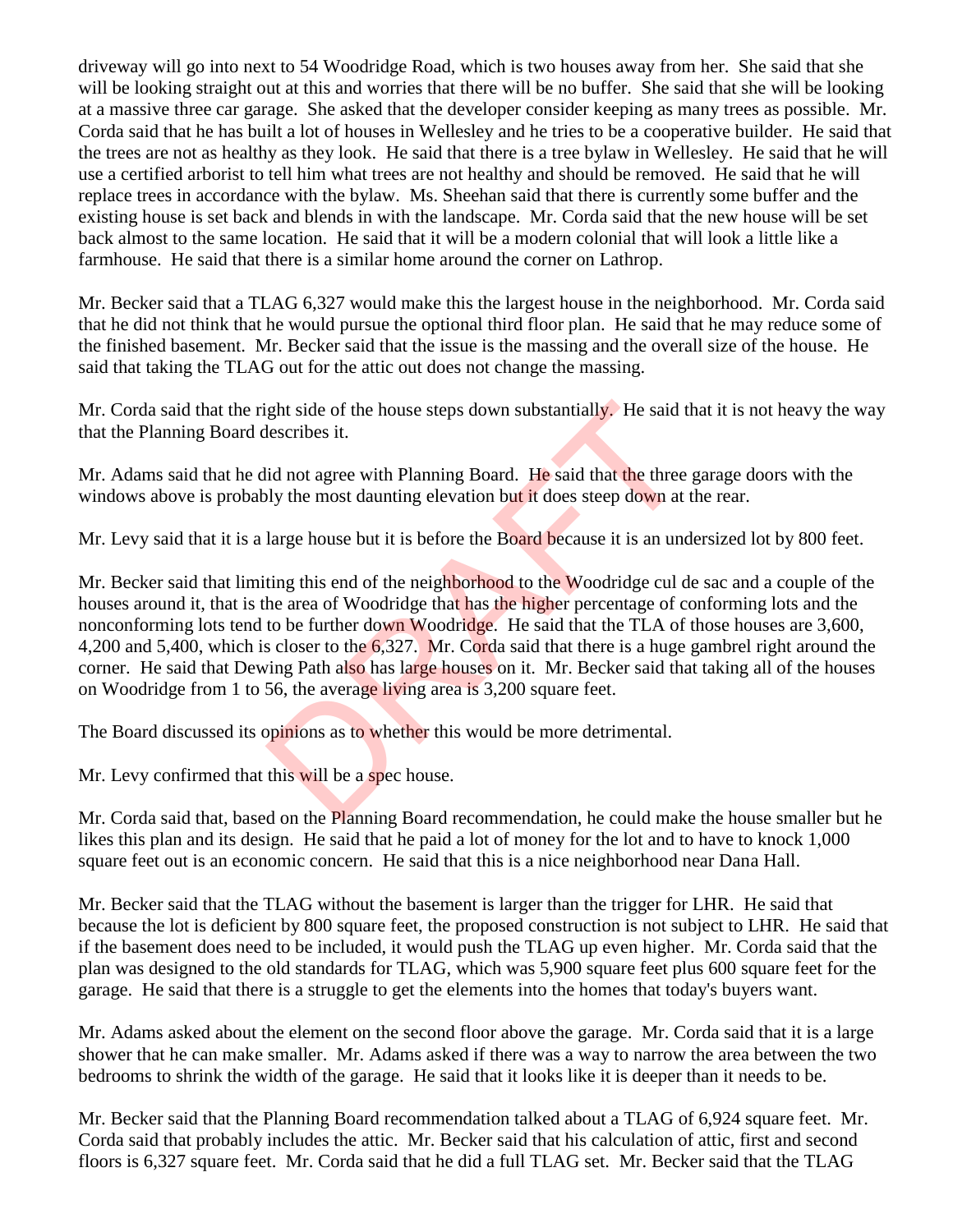driveway will go into next to 54 Woodridge Road, which is two houses away from her. She said that she will be looking straight out at this and worries that there will be no buffer. She said that she will be looking at a massive three car garage. She asked that the developer consider keeping as many trees as possible. Mr. Corda said that he has built a lot of houses in Wellesley and he tries to be a cooperative builder. He said that the trees are not as healthy as they look. He said that there is a tree bylaw in Wellesley. He said that he will use a certified arborist to tell him what trees are not healthy and should be removed. He said that he will replace trees in accordance with the bylaw. Ms. Sheehan said that there is currently some buffer and the existing house is set back and blends in with the landscape. Mr. Corda said that the new house will be set back almost to the same location. He said that it will be a modern colonial that will look a little like a farmhouse. He said that there is a similar home around the corner on Lathrop.

Mr. Becker said that a TLAG 6,327 would make this the largest house in the neighborhood. Mr. Corda said that he did not think that he would pursue the optional third floor plan. He said that he may reduce some of the finished basement. Mr. Becker said that the issue is the massing and the overall size of the house. He said that taking the TLAG out for the attic out does not change the massing.

Mr. Corda said that the right side of the house steps down substantially. He said that it is not heavy the way that the Planning Board describes it.

Mr. Adams said that he did not agree with Planning Board. He said that the three garage doors with the windows above is probably the most daunting elevation but it does steep down at the rear.

Mr. Levy said that it is a large house but it is before the Board because it is an undersized lot by 800 feet.

Mr. Becker said that limiting this end of the neighborhood to the Woodridge cul de sac and a couple of the houses around it, that is the area of Woodridge that has the higher percentage of conforming lots and the nonconforming lots tend to be further down Woodridge. He said that the TLA of those houses are 3,600, 4,200 and 5,400, which is closer to the 6,327. Mr. Corda said that there is a huge gambrel right around the corner. He said that Dewing Path also has large houses on it. Mr. Becker said that taking all of the houses on Woodridge from 1 to 56, the average living area is 3,200 square feet.

The Board discussed its opinions as to whether this would be more detrimental.

Mr. Levy confirmed that this will be a spec house.

Mr. Corda said that, based on the Planning Board recommendation, he could make the house smaller but he likes this plan and its design. He said that he paid a lot of money for the lot and to have to knock 1,000 square feet out is an economic concern. He said that this is a nice neighborhood near Dana Hall.

Mr. Becker said that the TLAG without the basement is larger than the trigger for LHR. He said that because the lot is deficient by 800 square feet, the proposed construction is not subject to LHR. He said that if the basement does need to be included, it would push the TLAG up even higher. Mr. Corda said that the plan was designed to the old standards for TLAG, which was 5,900 square feet plus 600 square feet for the garage. He said that there is a struggle to get the elements into the homes that today's buyers want.

Mr. Adams asked about the element on the second floor above the garage. Mr. Corda said that it is a large shower that he can make smaller. Mr. Adams asked if there was a way to narrow the area between the two bedrooms to shrink the width of the garage. He said that it looks like it is deeper than it needs to be.

Mr. Becker said that the Planning Board recommendation talked about a TLAG of 6,924 square feet. Mr. Corda said that probably includes the attic. Mr. Becker said that his calculation of attic, first and second floors is 6,327 square feet. Mr. Corda said that he did a full TLAG set. Mr. Becker said that the TLAG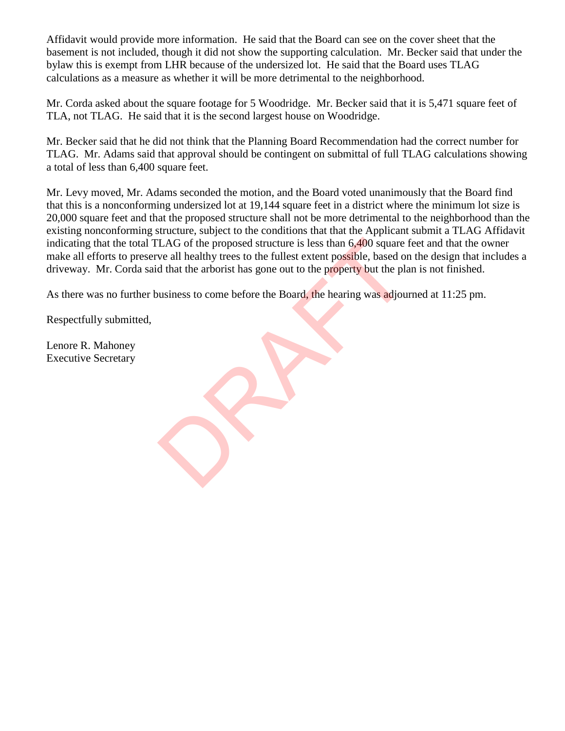Affidavit would provide more information. He said that the Board can see on the cover sheet that the basement is not included, though it did not show the supporting calculation. Mr. Becker said that under the bylaw this is exempt from LHR because of the undersized lot. He said that the Board uses TLAG calculations as a measure as whether it will be more detrimental to the neighborhood.

Mr. Corda asked about the square footage for 5 Woodridge. Mr. Becker said that it is 5,471 square feet of TLA, not TLAG. He said that it is the second largest house on Woodridge.

Mr. Becker said that he did not think that the Planning Board Recommendation had the correct number for TLAG. Mr. Adams said that approval should be contingent on submittal of full TLAG calculations showing a total of less than 6,400 square feet.

Mr. Levy moved, Mr. Adams seconded the motion, and the Board voted unanimously that the Board find that this is a nonconforming undersized lot at 19,144 square feet in a district where the minimum lot size is 20,000 square feet and that the proposed structure shall not be more detrimental to the neighborhood than the existing nonconforming structure, subject to the conditions that that the Applicant submit a TLAG Affidavit indicating that the total TLAG of the proposed structure is less than 6,400 square feet and that the owner make all efforts to preserve all healthy trees to the fullest extent possible, based on the design that includes a driveway. Mr. Corda said that the arborist has gone out to the property but the plan is not finished.

As there was no further business to come before the Board, the hearing was adjourned at 11:25 pm.

Respectfully submitted,

Lenore R. Mahoney
Executive Secretary

DRAFT